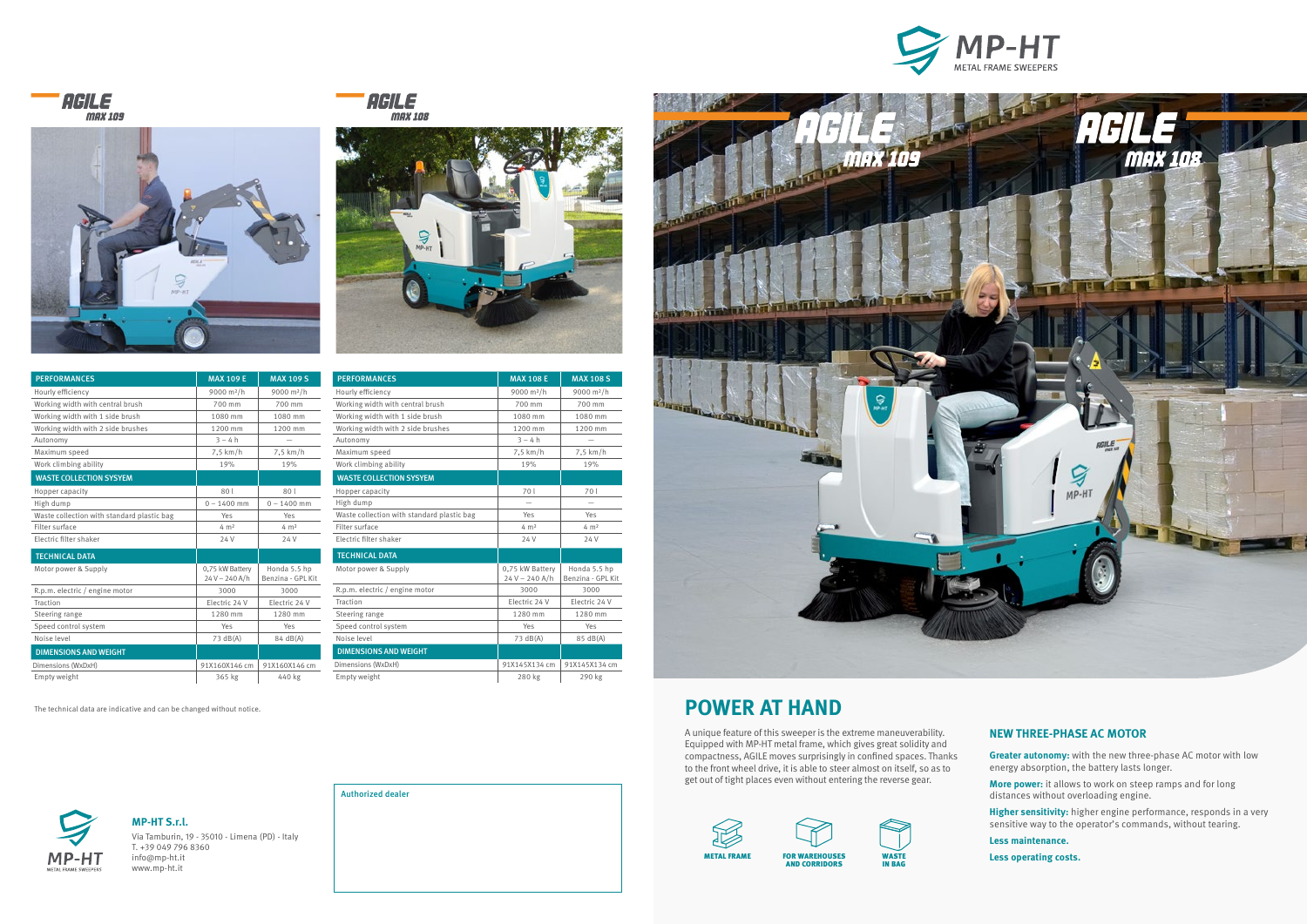# MP-HT

METAL FRAME SWEEPERS

## AGILE MAX 109

| PERFORMANCES | MAX 109 E | MAX 109 S |
|---|---|---|
| Hourly efficiency | 9000 m²/h | 9000 m²/h |
| Working width with central brush | 700 mm | 700 mm |
| Working width with 1 side brush | 1080 mm | 1080 mm |
| Working width with 2 side brushes | 1200 mm | 1200 mm |
| Autonomy | 3 – 4 h | – |
| Maximum speed | 7,5 km/h | 7,5 km/h |
| Work climbing ability | 19% | 19% |
| **WASTE COLLECTION SYSYEM** | | |
| Hopper capacity | 80 l | 80 l |
| High dump | 0 – 1400 mm | 0 – 1400 mm |
| Waste collection with standard plastic bag | Yes | Yes |
| Filter surface | 4 m² | 4 m² |
| Electric filter shaker | 24 V | 24 V |
| **TECHNICAL DATA** | | |
| Motor power & Supply | 0,75 kW Battery 24 V – 240 A/h | Honda 5.5 hp Benzina - GPL Kit |
| R.p.m. electric / engine motor | 3000 | 3000 |
| Traction | Electric 24 V | Electric 24 V |
| Steering range | 1280 mm | 1280 mm |
| Speed control system | Yes | Yes |
| Noise level | 73 dB(A) | 84 dB(A) |
| **DIMENSIONS AND WEIGHT** | | |
| Dimensions (WxDxH) | 91X160X146 cm | 91X160X146 cm |
| Empty weight | 365 kg | 440 kg |

## AGILE MAX 108

| PERFORMANCES | MAX 108 E | MAX 108 S |
|---|---|---|
| Hourly efficiency | 9000 m²/h | 9000 m²/h |
| Working width with central brush | 700 mm | 700 mm |
| Working width with 1 side brush | 1080 mm | 1080 mm |
| Working width with 2 side brushes | 1200 mm | 1200 mm |
| Autonomy | 3 – 4 h | – |
| Maximum speed | 7,5 km/h | 7,5 km/h |
| Work climbing ability | 19% | 19% |
| **WASTE COLLECTION SYSYEM** | | |
| Hopper capacity | 70 l | 70 l |
| High dump | – | – |
| Waste collection with standard plastic bag | Yes | Yes |
| Filter surface | 4 m² | 4 m² |
| Electric filter shaker | 24 V | 24 V |
| **TECHNICAL DATA** | | |
| Motor power & Supply | 0,75 kW Battery 24 V – 240 A/h | Honda 5.5 hp Benzina - GPL Kit |
| R.p.m. electric / engine motor | 3000 | 3000 |
| Traction | Electric 24 V | Electric 24 V |
| Steering range | 1280 mm | 1280 mm |
| Speed control system | Yes | Yes |
| Noise level | 73 dB(A) | 85 dB(A) |
| **DIMENSIONS AND WEIGHT** | | |
| Dimensions (WxDxH) | 91X145X134 cm | 91X145X134 cm |
| Empty weight | 280 kg | 290 kg |

The technical data are indicative and can be changed without notice.

**MP-HT S.r.l.**
Via Tamburin, 19 - 35010 - Limena (PD) - Italy
T. +39 049 796 8360
info@mp-ht.it
www.mp-ht.it

Authorized dealer

AGILE MAX 109 — AGILE MAX 108

## POWER AT HAND

A unique feature of this sweeper is the extreme maneuverability. Equipped with MP-HT metal frame, which gives great solidity and compactness, AGILE moves surprisingly in confined spaces. Thanks to the front wheel drive, it is able to steer almost on itself, so as to get out of tight places even without entering the reverse gear.

METAL FRAME — FOR WAREHOUSES AND CORRIDORS — WASTE IN BAG

### NEW THREE-PHASE AC MOTOR

**Greater autonomy:** with the new three-phase AC motor with low energy absorption, the battery lasts longer.

**More power:** it allows to work on steep ramps and for long distances without overloading engine.

**Higher sensitivity:** higher engine performance, responds in a very sensitive way to the operator's commands, without tearing.

**Less maintenance.**

**Less operating costs.**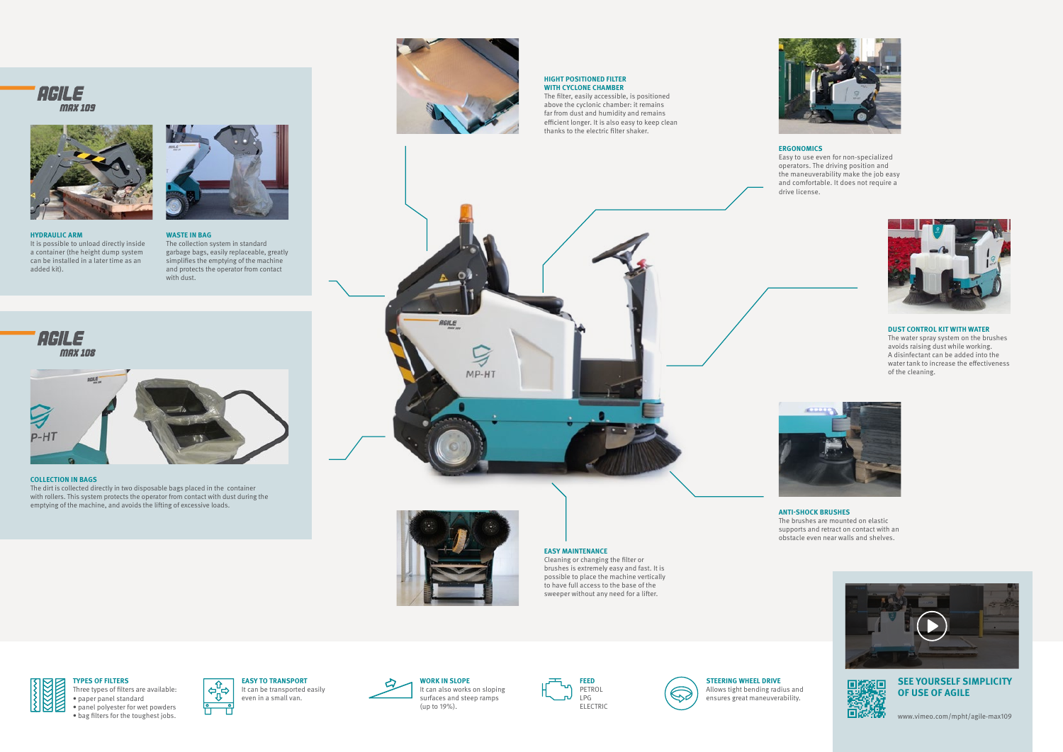## AGILE MAX 109

### HYDRAULIC ARM
It is possible to unload directly inside a container (the height dump system can be installed in a later time as an added kit).

### WASTE IN BAG
The collection system in standard garbage bags, easily replaceable, greatly simplifies the emptying of the machine and protects the operator from contact with dust.

## AGILE MAX 108

### COLLECTION IN BAGS
The dirt is collected directly in two disposable bags placed in the container with rollers. This system protects the operator from contact with dust during the emptying of the machine, and avoids the lifting of excessive loads.

### HIGHT POSITIONED FILTER WITH CYCLONE CHAMBER
The filter, easily accessible, is positioned above the cyclonic chamber: it remains far from dust and humidity and remains efficient longer. It is also easy to keep clean thanks to the electric filter shaker.

### ERGONOMICS
Easy to use even for non-specialized operators. The driving position and the maneuverability make the job easy and comfortable. It does not require a drive license.

### DUST CONTROL KIT WITH WATER
The water spray system on the brushes avoids raising dust while working. A disinfectant can be added into the water tank to increase the effectiveness of the cleaning.

### ANTI-SHOCK BRUSHES
The brushes are mounted on elastic supports and retract on contact with an obstacle even near walls and shelves.

### EASY MAINTENANCE
Cleaning or changing the filter or brushes is extremely easy and fast. It is possible to place the machine vertically to have full access to the base of the sweeper without any need for a lifter.

### TYPES OF FILTERS
Three types of filters are available:
- paper panel standard
- panel polyester for wet powders
- bag filters for the toughest jobs.

### EASY TO TRANSPORT
It can be transported easily even in a small van.

### WORK IN SLOPE
It can also works on sloping surfaces and steep ramps (up to 19%).

### FEED
PETROL
LPG
ELECTRIC

### STEERING WHEEL DRIVE
Allows tight bending radius and ensures great maneuverability.

### SEE YOURSELF SIMPLICITY OF USE OF AGILE

www.vimeo.com/mpht/agile-max109